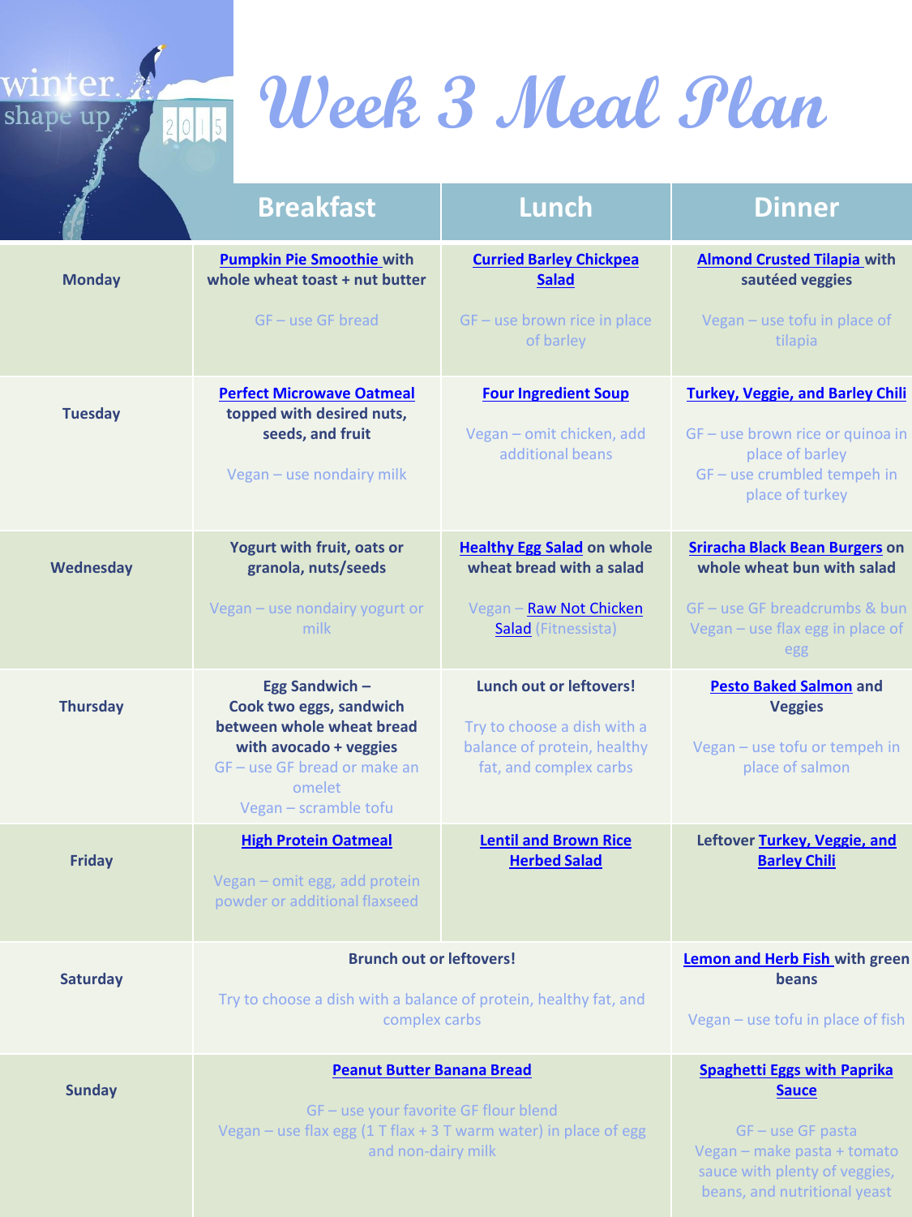winter shape up 2015

# Week 3 Meal Plan

| | Breakfast | Lunch | Dinner |
|---|---|---|---|
| **Monday** | **Pumpkin Pie Smoothie with whole wheat toast + nut butter**<br><br>GF – use GF bread | **Curried Barley Chickpea Salad**<br><br>GF – use brown rice in place of barley | **Almond Crusted Tilapia with sautéed veggies**<br><br>Vegan – use tofu in place of tilapia |
| **Tuesday** | **Perfect Microwave Oatmeal topped with desired nuts, seeds, and fruit**<br><br>Vegan – use nondairy milk | **Four Ingredient Soup**<br><br>Vegan – omit chicken, add additional beans | **Turkey, Veggie, and Barley Chili**<br><br>GF – use brown rice or quinoa in place of barley<br>GF – use crumbled tempeh in place of turkey |
| **Wednesday** | **Yogurt with fruit, oats or granola, nuts/seeds**<br><br>Vegan – use nondairy yogurt or milk | **Healthy Egg Salad on whole wheat bread with a salad**<br><br>Vegan – Raw Not Chicken Salad (Fitnessista) | **Sriracha Black Bean Burgers on whole wheat bun with salad**<br><br>GF – use GF breadcrumbs & bun<br>Vegan – use flax egg in place of egg |
| **Thursday** | **Egg Sandwich – Cook two eggs, sandwich between whole wheat bread with avocado + veggies**<br>GF – use GF bread or make an omelet<br>Vegan – scramble tofu | **Lunch out or leftovers!**<br><br>Try to choose a dish with a balance of protein, healthy fat, and complex carbs | **Pesto Baked Salmon and Veggies**<br><br>Vegan – use tofu or tempeh in place of salmon |
| **Friday** | **High Protein Oatmeal**<br><br>Vegan – omit egg, add protein powder or additional flaxseed | **Lentil and Brown Rice Herbed Salad** | **Leftover Turkey, Veggie, and Barley Chili** |
| **Saturday** | **Brunch out or leftovers!**<br><br>Try to choose a dish with a balance of protein, healthy fat, and complex carbs | | **Lemon and Herb Fish with green beans**<br><br>Vegan – use tofu in place of fish |
| **Sunday** | **Peanut Butter Banana Bread**<br><br>GF – use your favorite GF flour blend<br>Vegan – use flax egg (1 T flax + 3 T warm water) in place of egg and non-dairy milk | | **Spaghetti Eggs with Paprika Sauce**<br><br>GF – use GF pasta<br>Vegan – make pasta + tomato sauce with plenty of veggies, beans, and nutritional yeast |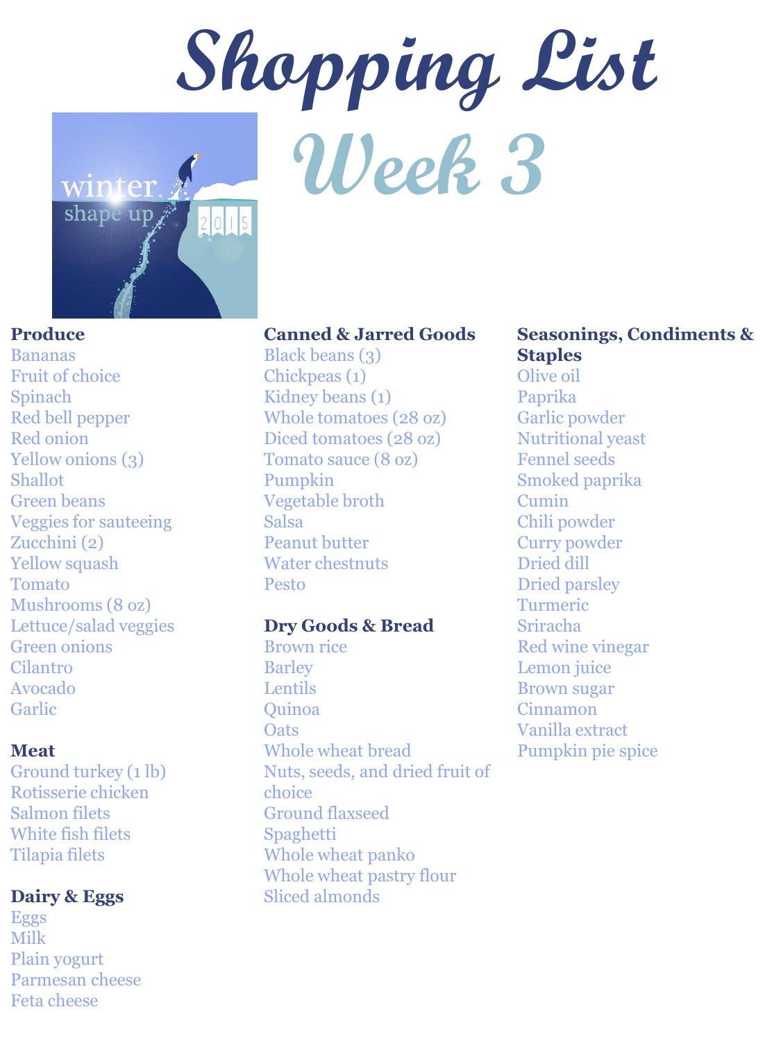# Shopping List

## Week 3

### Produce

- Bananas
- Fruit of choice
- Spinach
- Red bell pepper
- Red onion
- Yellow onions (3)
- Shallot
- Green beans
- Veggies for sauteeing
- Zucchini (2)
- Yellow squash
- Tomato
- Mushrooms (8 oz)
- Lettuce/salad veggies
- Green onions
- Cilantro
- Avocado
- Garlic

### Meat

- Ground turkey (1 lb)
- Rotisserie chicken
- Salmon filets
- White fish filets
- Tilapia filets

### Dairy & Eggs

- Eggs
- Milk
- Plain yogurt
- Parmesan cheese
- Feta cheese

### Canned & Jarred Goods

- Black beans (3)
- Chickpeas (1)
- Kidney beans (1)
- Whole tomatoes (28 oz)
- Diced tomatoes (28 oz)
- Tomato sauce (8 oz)
- Pumpkin
- Vegetable broth
- Salsa
- Peanut butter
- Water chestnuts
- Pesto

### Dry Goods & Bread

- Brown rice
- Barley
- Lentils
- Quinoa
- Oats
- Whole wheat bread
- Nuts, seeds, and dried fruit of choice
- Ground flaxseed
- Spaghetti
- Whole wheat panko
- Whole wheat pastry flour
- Sliced almonds

### Seasonings, Condiments & Staples

- Olive oil
- Paprika
- Garlic powder
- Nutritional yeast
- Fennel seeds
- Smoked paprika
- Cumin
- Chili powder
- Curry powder
- Dried dill
- Dried parsley
- Turmeric
- Sriracha
- Red wine vinegar
- Lemon juice
- Brown sugar
- Cinnamon
- Vanilla extract
- Pumpkin pie spice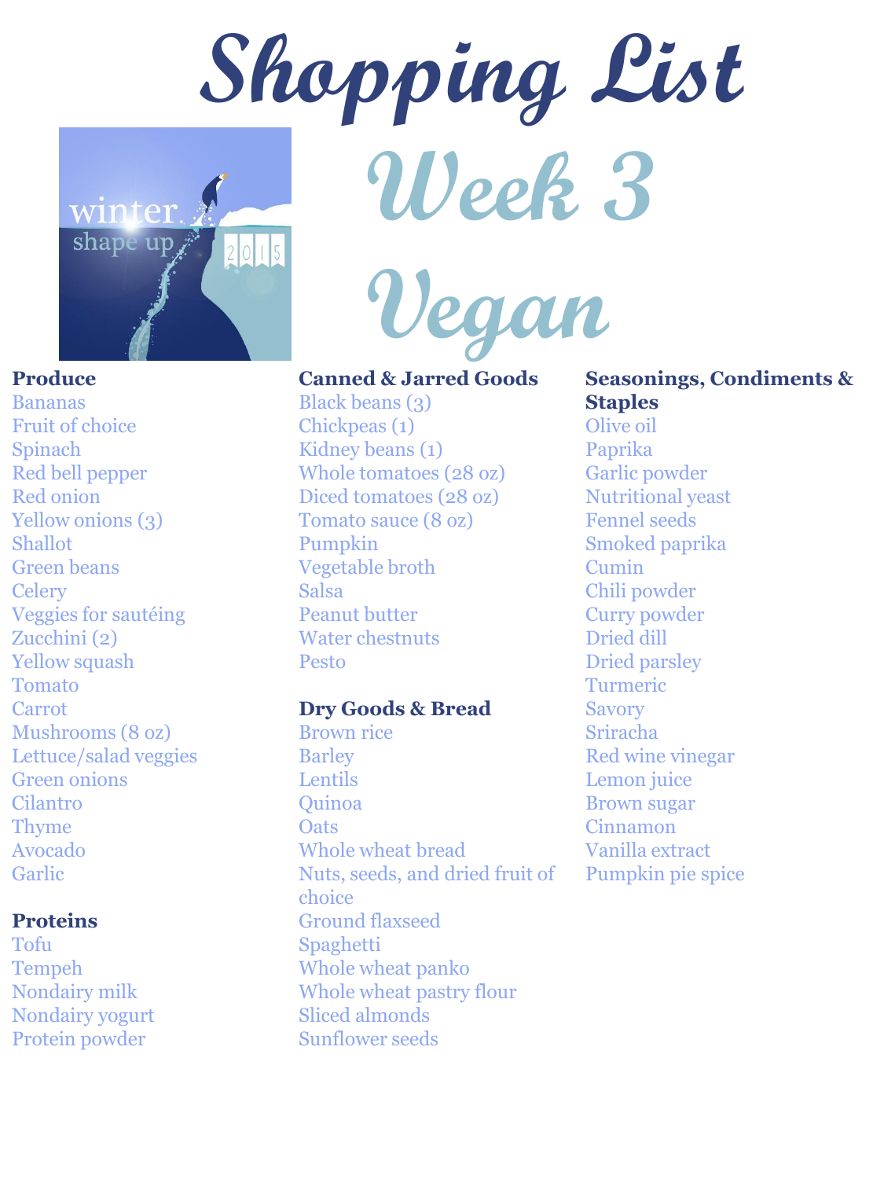# Shopping List

## Week 3

## Vegan

**Produce**

- Bananas
- Fruit of choice
- Spinach
- Red bell pepper
- Red onion
- Yellow onions (3)
- Shallot
- Green beans
- Celery
- Veggies for sautéing
- Zucchini (2)
- Yellow squash
- Tomato
- Carrot
- Mushrooms (8 oz)
- Lettuce/salad veggies
- Green onions
- Cilantro
- Thyme
- Avocado
- Garlic

**Proteins**

- Tofu
- Tempeh
- Nondairy milk
- Nondairy yogurt
- Protein powder

**Canned & Jarred Goods**

- Black beans (3)
- Chickpeas (1)
- Kidney beans (1)
- Whole tomatoes (28 oz)
- Diced tomatoes (28 oz)
- Tomato sauce (8 oz)
- Pumpkin
- Vegetable broth
- Salsa
- Peanut butter
- Water chestnuts
- Pesto

**Dry Goods & Bread**

- Brown rice
- Barley
- Lentils
- Quinoa
- Oats
- Whole wheat bread
- Nuts, seeds, and dried fruit of choice
- Ground flaxseed
- Spaghetti
- Whole wheat panko
- Whole wheat pastry flour
- Sliced almonds
- Sunflower seeds

**Seasonings, Condiments & Staples**

- Olive oil
- Paprika
- Garlic powder
- Nutritional yeast
- Fennel seeds
- Smoked paprika
- Cumin
- Chili powder
- Curry powder
- Dried dill
- Dried parsley
- Turmeric
- Savory
- Sriracha
- Red wine vinegar
- Lemon juice
- Brown sugar
- Cinnamon
- Vanilla extract
- Pumpkin pie spice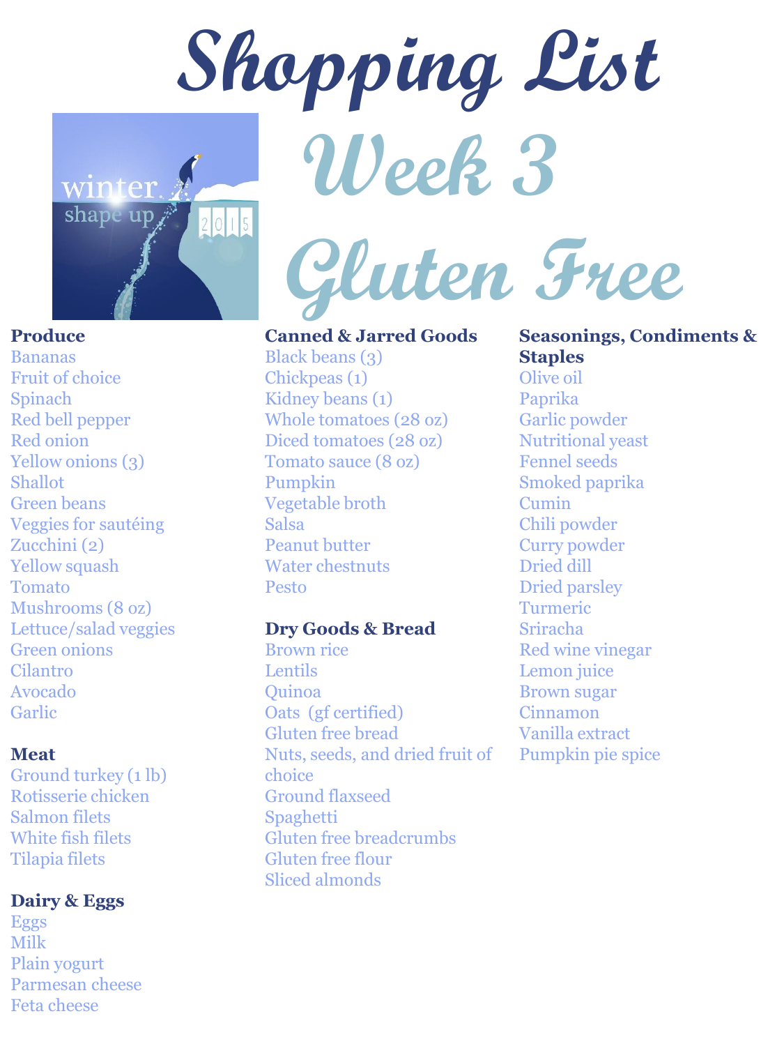# Shopping List

## Week 3

## Gluten Free

winter shape up 2015

**Produce**
- Bananas
- Fruit of choice
- Spinach
- Red bell pepper
- Red onion
- Yellow onions (3)
- Shallot
- Green beans
- Veggies for sautéing
- Zucchini (2)
- Yellow squash
- Tomato
- Mushrooms (8 oz)
- Lettuce/salad veggies
- Green onions
- Cilantro
- Avocado
- Garlic

**Meat**
- Ground turkey (1 lb)
- Rotisserie chicken
- Salmon filets
- White fish filets
- Tilapia filets

**Dairy & Eggs**
- Eggs
- Milk
- Plain yogurt
- Parmesan cheese
- Feta cheese

**Canned & Jarred Goods**
- Black beans (3)
- Chickpeas (1)
- Kidney beans (1)
- Whole tomatoes (28 oz)
- Diced tomatoes (28 oz)
- Tomato sauce (8 oz)
- Pumpkin
- Vegetable broth
- Salsa
- Peanut butter
- Water chestnuts
- Pesto

**Dry Goods & Bread**
- Brown rice
- Lentils
- Quinoa
- Oats (gf certified)
- Gluten free bread
- Nuts, seeds, and dried fruit of choice
- Ground flaxseed
- Spaghetti
- Gluten free breadcrumbs
- Gluten free flour
- Sliced almonds

**Seasonings, Condiments & Staples**
- Olive oil
- Paprika
- Garlic powder
- Nutritional yeast
- Fennel seeds
- Smoked paprika
- Cumin
- Chili powder
- Curry powder
- Dried dill
- Dried parsley
- Turmeric
- Sriracha
- Red wine vinegar
- Lemon juice
- Brown sugar
- Cinnamon
- Vanilla extract
- Pumpkin pie spice